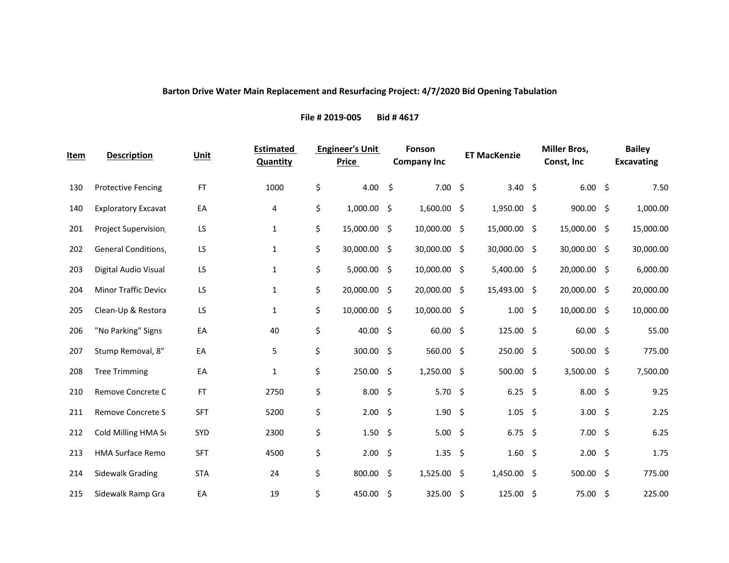**Barton Drive Water Main Replacement and Resurfacing Project: 4/7/2020 Bid Opening Tabulation**

**File # 2019-005 Bid # 4617**

| Item | Description | Unit | Estimated Quantity | Engineer's Unit Price | Fonson Company Inc | ET MacKenzie | Miller Bros, Const, Inc | Bailey Excavating |
|---|---|---|---|---|---|---|---|---|
| 130 | Protective Fencing | FT | 1000 | $ 4.00 | $ 7.00 | $ 3.40 | $ 6.00 | $ 7.50 |
| 140 | Exploratory Excavat | EA | 4 | $ 1,000.00 | $ 1,600.00 | $ 1,950.00 | $ 900.00 | $ 1,000.00 |
| 201 | Project Supervision, | LS | 1 | $ 15,000.00 | $ 10,000.00 | $ 15,000.00 | $ 15,000.00 | $ 15,000.00 |
| 202 | General Conditions, | LS | 1 | $ 30,000.00 | $ 30,000.00 | $ 30,000.00 | $ 30,000.00 | $ 30,000.00 |
| 203 | Digital Audio Visual | LS | 1 | $ 5,000.00 | $ 10,000.00 | $ 5,400.00 | $ 20,000.00 | $ 6,000.00 |
| 204 | Minor Traffic Device | LS | 1 | $ 20,000.00 | $ 20,000.00 | $ 15,493.00 | $ 20,000.00 | $ 20,000.00 |
| 205 | Clean-Up & Restora | LS | 1 | $ 10,000.00 | $ 10,000.00 | $ 1.00 | $ 10,000.00 | $ 10,000.00 |
| 206 | "No Parking" Signs | EA | 40 | $ 40.00 | $ 60.00 | $ 125.00 | $ 60.00 | $ 55.00 |
| 207 | Stump Removal, 8" | EA | 5 | $ 300.00 | $ 560.00 | $ 250.00 | $ 500.00 | $ 775.00 |
| 208 | Tree Trimming | EA | 1 | $ 250.00 | $ 1,250.00 | $ 500.00 | $ 3,500.00 | $ 7,500.00 |
| 210 | Remove Concrete C | FT | 2750 | $ 8.00 | $ 5.70 | $ 6.25 | $ 8.00 | $ 9.25 |
| 211 | Remove Concrete S | SFT | 5200 | $ 2.00 | $ 1.90 | $ 1.05 | $ 3.00 | $ 2.25 |
| 212 | Cold Milling HMA Su | SYD | 2300 | $ 1.50 | $ 5.00 | $ 6.75 | $ 7.00 | $ 6.25 |
| 213 | HMA Surface Remo | SFT | 4500 | $ 2.00 | $ 1.35 | $ 1.60 | $ 2.00 | $ 1.75 |
| 214 | Sidewalk Grading | STA | 24 | $ 800.00 | $ 1,525.00 | $ 1,450.00 | $ 500.00 | $ 775.00 |
| 215 | Sidewalk Ramp Gra | EA | 19 | $ 450.00 | $ 325.00 | $ 125.00 | $ 75.00 | $ 225.00 |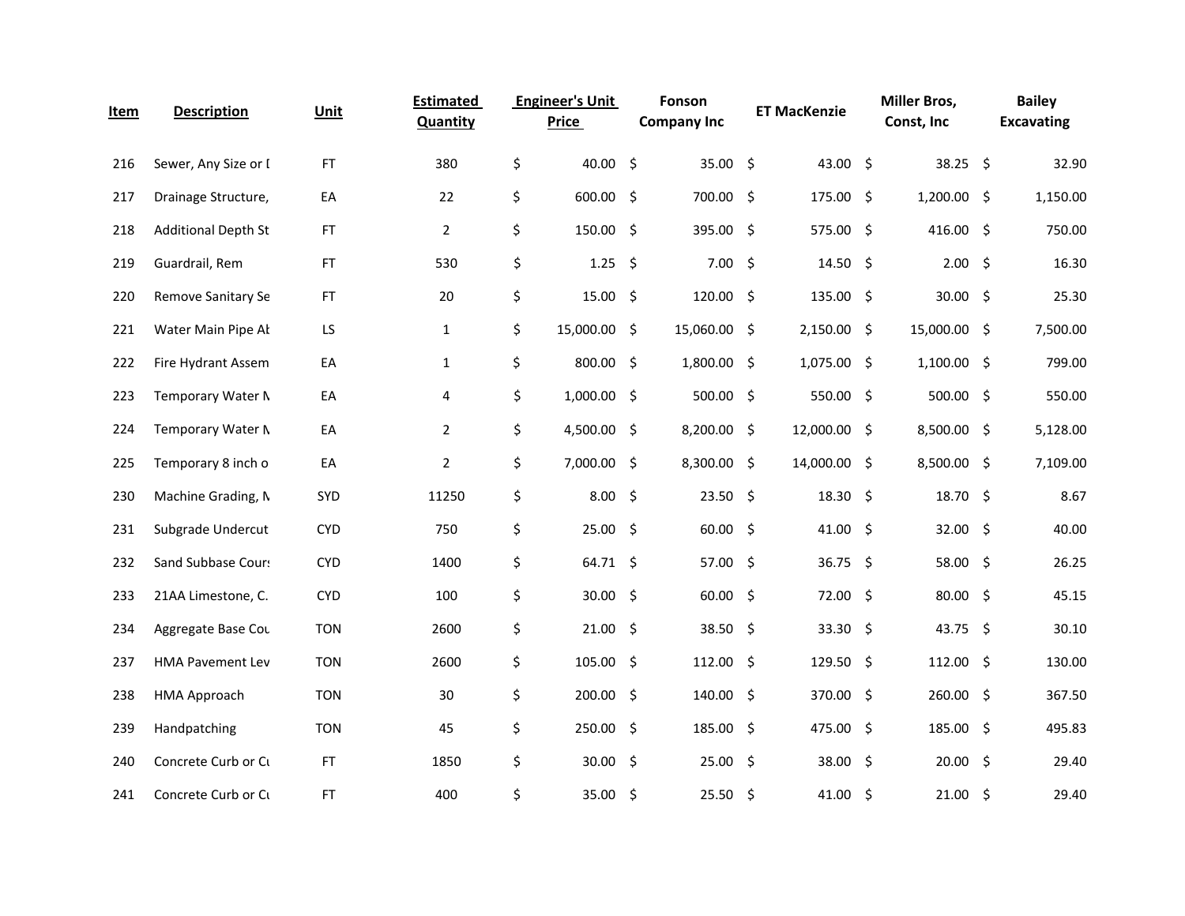| Item | Description | Unit | Estimated Quantity | Engineer's Unit Price | Fonson Company Inc | ET MacKenzie | Miller Bros, Const, Inc | Bailey Excavating |
|---|---|---|---|---|---|---|---|---|
| 216 | Sewer, Any Size or I | FT | 380 | $ 40.00 | $ 35.00 | $ 43.00 | $ 38.25 | $ 32.90 |
| 217 | Drainage Structure, | EA | 22 | $ 600.00 | $ 700.00 | $ 175.00 | $ 1,200.00 | $ 1,150.00 |
| 218 | Additional Depth St | FT | 2 | $ 150.00 | $ 395.00 | $ 575.00 | $ 416.00 | $ 750.00 |
| 219 | Guardrail, Rem | FT | 530 | $ 1.25 | $ 7.00 | $ 14.50 | $ 2.00 | $ 16.30 |
| 220 | Remove Sanitary Se | FT | 20 | $ 15.00 | $ 120.00 | $ 135.00 | $ 30.00 | $ 25.30 |
| 221 | Water Main Pipe Ab | LS | 1 | $ 15,000.00 | $ 15,060.00 | $ 2,150.00 | $ 15,000.00 | $ 7,500.00 |
| 222 | Fire Hydrant Assem | EA | 1 | $ 800.00 | $ 1,800.00 | $ 1,075.00 | $ 1,100.00 | $ 799.00 |
| 223 | Temporary Water M | EA | 4 | $ 1,000.00 | $ 500.00 | $ 550.00 | $ 500.00 | $ 550.00 |
| 224 | Temporary Water M | EA | 2 | $ 4,500.00 | $ 8,200.00 | $ 12,000.00 | $ 8,500.00 | $ 5,128.00 |
| 225 | Temporary 8 inch o | EA | 2 | $ 7,000.00 | $ 8,300.00 | $ 14,000.00 | $ 8,500.00 | $ 7,109.00 |
| 230 | Machine Grading, M | SYD | 11250 | $ 8.00 | $ 23.50 | $ 18.30 | $ 18.70 | $ 8.67 |
| 231 | Subgrade Undercut | CYD | 750 | $ 25.00 | $ 60.00 | $ 41.00 | $ 32.00 | $ 40.00 |
| 232 | Sand Subbase Cours | CYD | 1400 | $ 64.71 | $ 57.00 | $ 36.75 | $ 58.00 | $ 26.25 |
| 233 | 21AA Limestone, C. | CYD | 100 | $ 30.00 | $ 60.00 | $ 72.00 | $ 80.00 | $ 45.15 |
| 234 | Aggregate Base Cou | TON | 2600 | $ 21.00 | $ 38.50 | $ 33.30 | $ 43.75 | $ 30.10 |
| 237 | HMA Pavement Lev | TON | 2600 | $ 105.00 | $ 112.00 | $ 129.50 | $ 112.00 | $ 130.00 |
| 238 | HMA Approach | TON | 30 | $ 200.00 | $ 140.00 | $ 370.00 | $ 260.00 | $ 367.50 |
| 239 | Handpatching | TON | 45 | $ 250.00 | $ 185.00 | $ 475.00 | $ 185.00 | $ 495.83 |
| 240 | Concrete Curb or Cu | FT | 1850 | $ 30.00 | $ 25.00 | $ 38.00 | $ 20.00 | $ 29.40 |
| 241 | Concrete Curb or Cu | FT | 400 | $ 35.00 | $ 25.50 | $ 41.00 | $ 21.00 | $ 29.40 |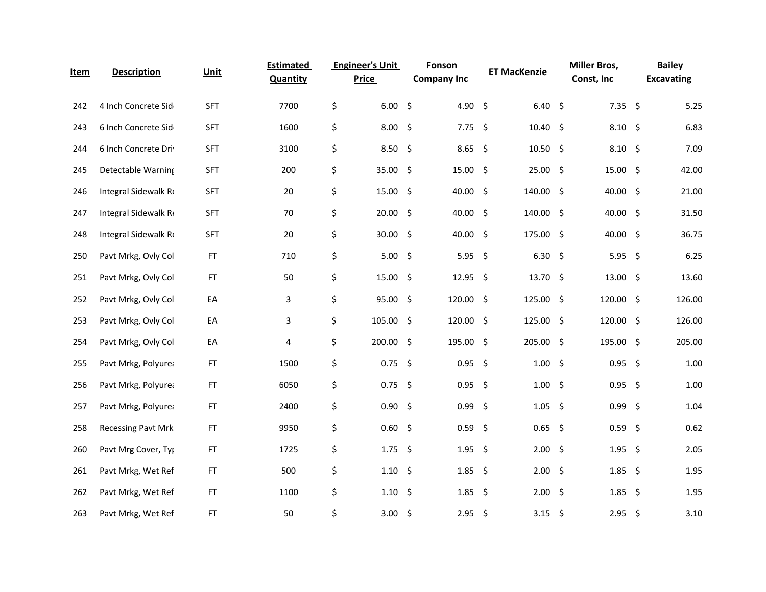| Item | Description | Unit | Estimated Quantity | Engineer's Unit Price | Fonson Company Inc | ET MacKenzie | Miller Bros, Const, Inc | Bailey Excavating |
|---|---|---|---|---|---|---|---|---|
| 242 | 4 Inch Concrete Sid | SFT | 7700 | $ 6.00 | $ 4.90 | $ 6.40 | $ 7.35 | $ 5.25 |
| 243 | 6 Inch Concrete Sid | SFT | 1600 | $ 8.00 | $ 7.75 | $ 10.40 | $ 8.10 | $ 6.83 |
| 244 | 6 Inch Concrete Driv | SFT | 3100 | $ 8.50 | $ 8.65 | $ 10.50 | $ 8.10 | $ 7.09 |
| 245 | Detectable Warning | SFT | 200 | $ 35.00 | $ 15.00 | $ 25.00 | $ 15.00 | $ 42.00 |
| 246 | Integral Sidewalk Re | SFT | 20 | $ 15.00 | $ 40.00 | $ 140.00 | $ 40.00 | $ 21.00 |
| 247 | Integral Sidewalk Re | SFT | 70 | $ 20.00 | $ 40.00 | $ 140.00 | $ 40.00 | $ 31.50 |
| 248 | Integral Sidewalk Re | SFT | 20 | $ 30.00 | $ 40.00 | $ 175.00 | $ 40.00 | $ 36.75 |
| 250 | Pavt Mrkg, Ovly Col | FT | 710 | $ 5.00 | $ 5.95 | $ 6.30 | $ 5.95 | $ 6.25 |
| 251 | Pavt Mrkg, Ovly Col | FT | 50 | $ 15.00 | $ 12.95 | $ 13.70 | $ 13.00 | $ 13.60 |
| 252 | Pavt Mrkg, Ovly Col | EA | 3 | $ 95.00 | $ 120.00 | $ 125.00 | $ 120.00 | $ 126.00 |
| 253 | Pavt Mrkg, Ovly Col | EA | 3 | $ 105.00 | $ 120.00 | $ 125.00 | $ 120.00 | $ 126.00 |
| 254 | Pavt Mrkg, Ovly Col | EA | 4 | $ 200.00 | $ 195.00 | $ 205.00 | $ 195.00 | $ 205.00 |
| 255 | Pavt Mrkg, Polyurea | FT | 1500 | $ 0.75 | $ 0.95 | $ 1.00 | $ 0.95 | $ 1.00 |
| 256 | Pavt Mrkg, Polyurea | FT | 6050 | $ 0.75 | $ 0.95 | $ 1.00 | $ 0.95 | $ 1.00 |
| 257 | Pavt Mrkg, Polyurea | FT | 2400 | $ 0.90 | $ 0.99 | $ 1.05 | $ 0.99 | $ 1.04 |
| 258 | Recessing Pavt Mrk | FT | 9950 | $ 0.60 | $ 0.59 | $ 0.65 | $ 0.59 | $ 0.62 |
| 260 | Pavt Mrg Cover, Typ | FT | 1725 | $ 1.75 | $ 1.95 | $ 2.00 | $ 1.95 | $ 2.05 |
| 261 | Pavt Mrkg, Wet Ref | FT | 500 | $ 1.10 | $ 1.85 | $ 2.00 | $ 1.85 | $ 1.95 |
| 262 | Pavt Mrkg, Wet Ref | FT | 1100 | $ 1.10 | $ 1.85 | $ 2.00 | $ 1.85 | $ 1.95 |
| 263 | Pavt Mrkg, Wet Ref | FT | 50 | $ 3.00 | $ 2.95 | $ 3.15 | $ 2.95 | $ 3.10 |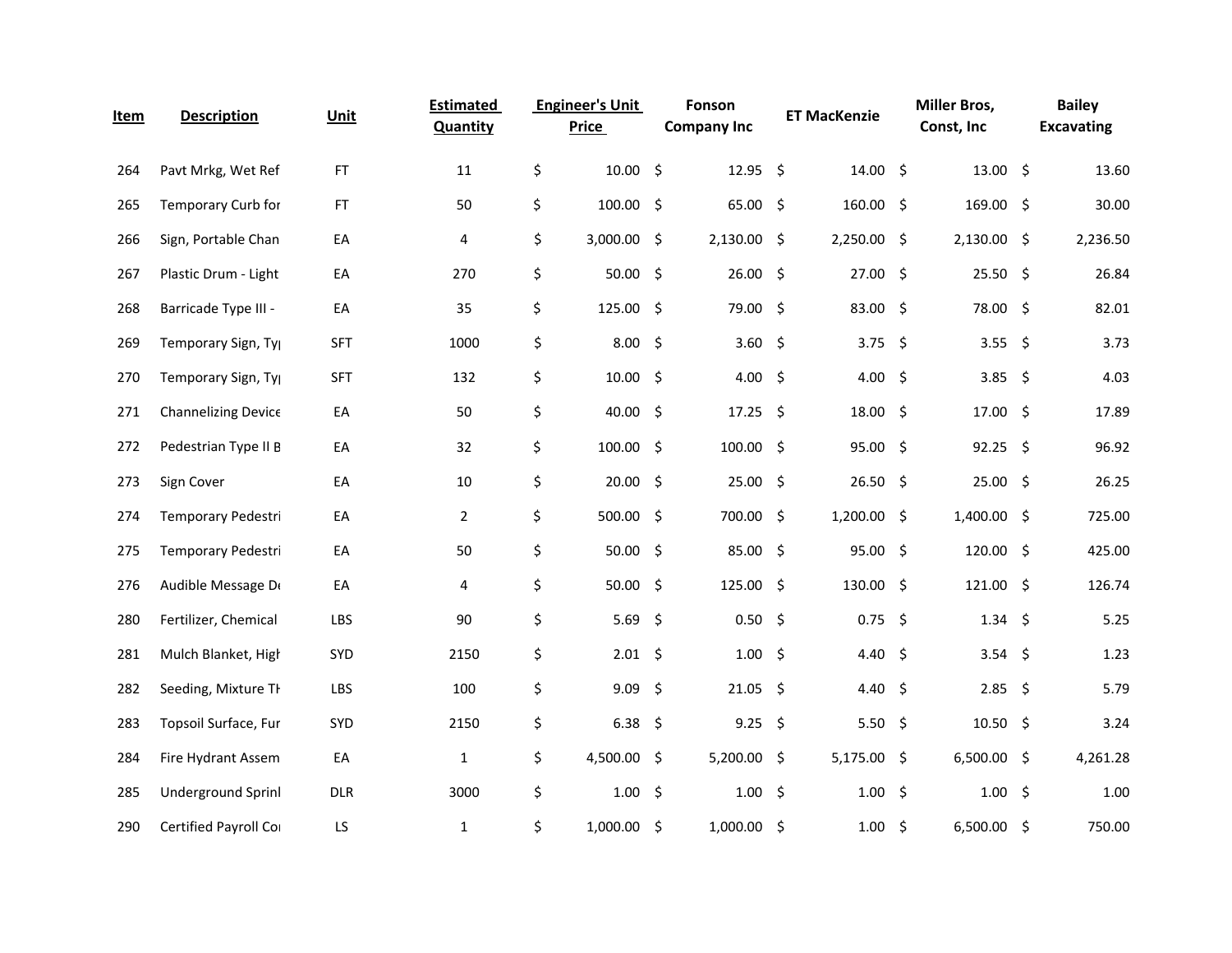| Item | Description | Unit | Estimated Quantity | Engineer's Unit Price | Fonson Company Inc | ET MacKenzie | Miller Bros, Const, Inc | Bailey Excavating |
|---|---|---|---|---|---|---|---|---|
| 264 | Pavt Mrkg, Wet Ref | FT | 11 | $ 10.00 | $ 12.95 | $ 14.00 | $ 13.00 | $ 13.60 |
| 265 | Temporary Curb for | FT | 50 | $ 100.00 | $ 65.00 | $ 160.00 | $ 169.00 | $ 30.00 |
| 266 | Sign, Portable Chan | EA | 4 | $ 3,000.00 | $ 2,130.00 | $ 2,250.00 | $ 2,130.00 | $ 2,236.50 |
| 267 | Plastic Drum - Light | EA | 270 | $ 50.00 | $ 26.00 | $ 27.00 | $ 25.50 | $ 26.84 |
| 268 | Barricade Type III - | EA | 35 | $ 125.00 | $ 79.00 | $ 83.00 | $ 78.00 | $ 82.01 |
| 269 | Temporary Sign, Ty | SFT | 1000 | $ 8.00 | $ 3.60 | $ 3.75 | $ 3.55 | $ 3.73 |
| 270 | Temporary Sign, Ty | SFT | 132 | $ 10.00 | $ 4.00 | $ 4.00 | $ 3.85 | $ 4.03 |
| 271 | Channelizing Device | EA | 50 | $ 40.00 | $ 17.25 | $ 18.00 | $ 17.00 | $ 17.89 |
| 272 | Pedestrian Type II B | EA | 32 | $ 100.00 | $ 100.00 | $ 95.00 | $ 92.25 | $ 96.92 |
| 273 | Sign Cover | EA | 10 | $ 20.00 | $ 25.00 | $ 26.50 | $ 25.00 | $ 26.25 |
| 274 | Temporary Pedestri | EA | 2 | $ 500.00 | $ 700.00 | $ 1,200.00 | $ 1,400.00 | $ 725.00 |
| 275 | Temporary Pedestri | EA | 50 | $ 50.00 | $ 85.00 | $ 95.00 | $ 120.00 | $ 425.00 |
| 276 | Audible Message De | EA | 4 | $ 50.00 | $ 125.00 | $ 130.00 | $ 121.00 | $ 126.74 |
| 280 | Fertilizer, Chemical | LBS | 90 | $ 5.69 | $ 0.50 | $ 0.75 | $ 1.34 | $ 5.25 |
| 281 | Mulch Blanket, High | SYD | 2150 | $ 2.01 | $ 1.00 | $ 4.40 | $ 3.54 | $ 1.23 |
| 282 | Seeding, Mixture TH | LBS | 100 | $ 9.09 | $ 21.05 | $ 4.40 | $ 2.85 | $ 5.79 |
| 283 | Topsoil Surface, Fur | SYD | 2150 | $ 6.38 | $ 9.25 | $ 5.50 | $ 10.50 | $ 3.24 |
| 284 | Fire Hydrant Assem | EA | 1 | $ 4,500.00 | $ 5,200.00 | $ 5,175.00 | $ 6,500.00 | $ 4,261.28 |
| 285 | Underground Sprinl | DLR | 3000 | $ 1.00 | $ 1.00 | $ 1.00 | $ 1.00 | $ 1.00 |
| 290 | Certified Payroll Co | LS | 1 | $ 1,000.00 | $ 1,000.00 | $ 1.00 | $ 6,500.00 | $ 750.00 |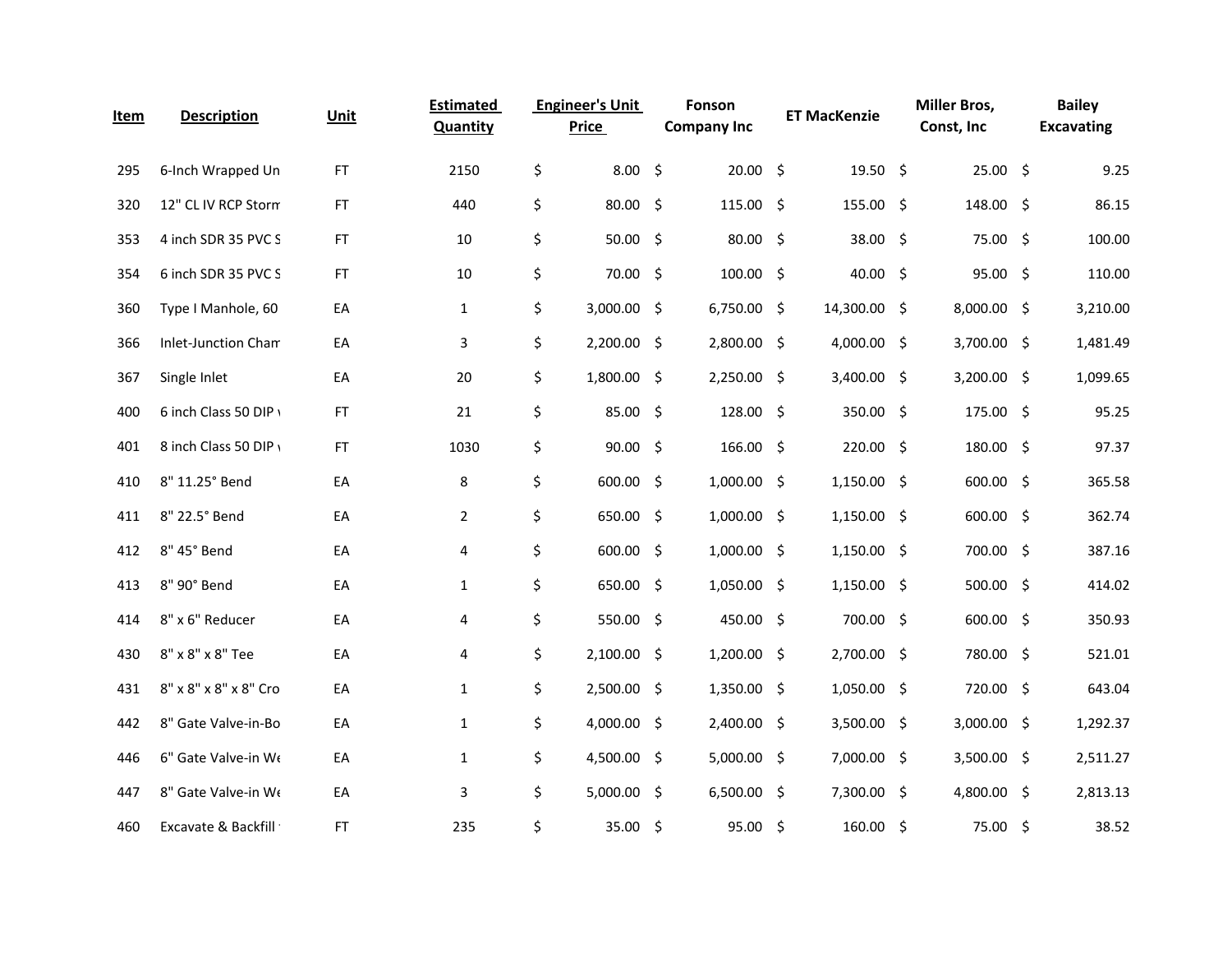| Item | Description | Unit | Estimated Quantity | Engineer's Unit Price | Fonson Company Inc | ET MacKenzie | Miller Bros, Const, Inc | Bailey Excavating |
|---|---|---|---|---|---|---|---|---|
| 295 | 6-Inch Wrapped Un | FT | 2150 | $ 8.00 | $ 20.00 | $ 19.50 | $ 25.00 | $ 9.25 |
| 320 | 12" CL IV RCP Storm | FT | 440 | $ 80.00 | $ 115.00 | $ 155.00 | $ 148.00 | $ 86.15 |
| 353 | 4 inch SDR 35 PVC S | FT | 10 | $ 50.00 | $ 80.00 | $ 38.00 | $ 75.00 | $ 100.00 |
| 354 | 6 inch SDR 35 PVC S | FT | 10 | $ 70.00 | $ 100.00 | $ 40.00 | $ 95.00 | $ 110.00 |
| 360 | Type I Manhole, 60 | EA | 1 | $ 3,000.00 | $ 6,750.00 | $ 14,300.00 | $ 8,000.00 | $ 3,210.00 |
| 366 | Inlet-Junction Cham | EA | 3 | $ 2,200.00 | $ 2,800.00 | $ 4,000.00 | $ 3,700.00 | $ 1,481.49 |
| 367 | Single Inlet | EA | 20 | $ 1,800.00 | $ 2,250.00 | $ 3,400.00 | $ 3,200.00 | $ 1,099.65 |
| 400 | 6 inch Class 50 DIP v | FT | 21 | $ 85.00 | $ 128.00 | $ 350.00 | $ 175.00 | $ 95.25 |
| 401 | 8 inch Class 50 DIP v | FT | 1030 | $ 90.00 | $ 166.00 | $ 220.00 | $ 180.00 | $ 97.37 |
| 410 | 8" 11.25° Bend | EA | 8 | $ 600.00 | $ 1,000.00 | $ 1,150.00 | $ 600.00 | $ 365.58 |
| 411 | 8" 22.5° Bend | EA | 2 | $ 650.00 | $ 1,000.00 | $ 1,150.00 | $ 600.00 | $ 362.74 |
| 412 | 8" 45° Bend | EA | 4 | $ 600.00 | $ 1,000.00 | $ 1,150.00 | $ 700.00 | $ 387.16 |
| 413 | 8" 90° Bend | EA | 1 | $ 650.00 | $ 1,050.00 | $ 1,150.00 | $ 500.00 | $ 414.02 |
| 414 | 8" x 6" Reducer | EA | 4 | $ 550.00 | $ 450.00 | $ 700.00 | $ 600.00 | $ 350.93 |
| 430 | 8" x 8" x 8" Tee | EA | 4 | $ 2,100.00 | $ 1,200.00 | $ 2,700.00 | $ 780.00 | $ 521.01 |
| 431 | 8" x 8" x 8" x 8" Cro | EA | 1 | $ 2,500.00 | $ 1,350.00 | $ 1,050.00 | $ 720.00 | $ 643.04 |
| 442 | 8" Gate Valve-in-Bo | EA | 1 | $ 4,000.00 | $ 2,400.00 | $ 3,500.00 | $ 3,000.00 | $ 1,292.37 |
| 446 | 6" Gate Valve-in We | EA | 1 | $ 4,500.00 | $ 5,000.00 | $ 7,000.00 | $ 3,500.00 | $ 2,511.27 |
| 447 | 8" Gate Valve-in We | EA | 3 | $ 5,000.00 | $ 6,500.00 | $ 7,300.00 | $ 4,800.00 | $ 2,813.13 |
| 460 | Excavate & Backfill | FT | 235 | $ 35.00 | $ 95.00 | $ 160.00 | $ 75.00 | $ 38.52 |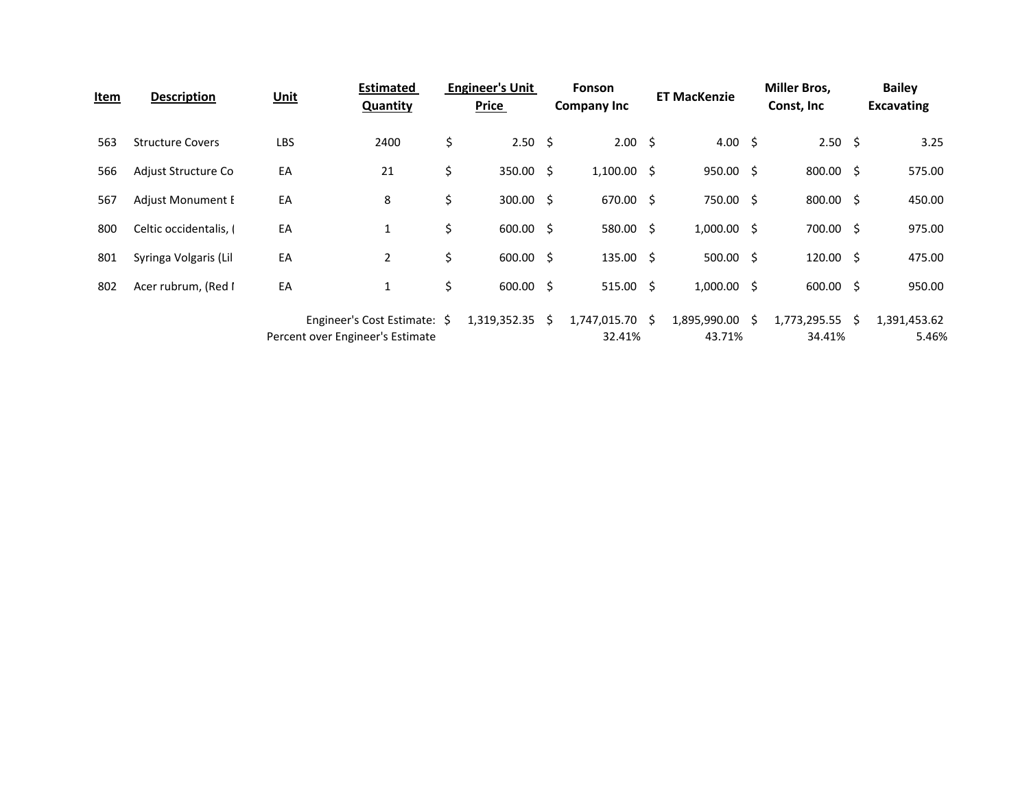| Item | Description | Unit | Estimated Quantity | Engineer's Unit Price | Fonson Company Inc | ET MacKenzie | Miller Bros, Const, Inc | Bailey Excavating |
|---|---|---|---|---|---|---|---|---|
| 563 | Structure Covers | LBS | 2400 | $ 2.50 | $ 2.00 | $ 4.00 | $ 2.50 | $ 3.25 |
| 566 | Adjust Structure Co | EA | 21 | $ 350.00 | $ 1,100.00 | $ 950.00 | $ 800.00 | $ 575.00 |
| 567 | Adjust Monument E | EA | 8 | $ 300.00 | $ 670.00 | $ 750.00 | $ 800.00 | $ 450.00 |
| 800 | Celtic occidentalis, ( | EA | 1 | $ 600.00 | $ 580.00 | $ 1,000.00 | $ 700.00 | $ 975.00 |
| 801 | Syringa Volgaris (Lil | EA | 2 | $ 600.00 | $ 135.00 | $ 500.00 | $ 120.00 | $ 475.00 |
| 802 | Acer rubrum, (Red I | EA | 1 | $ 600.00 | $ 515.00 | $ 1,000.00 | $ 600.00 | $ 950.00 |
| | | | Engineer's Cost Estimate: | $ 1,319,352.35 | $ 1,747,015.70 | $ 1,895,990.00 | $ 1,773,295.55 | $ 1,391,453.62 |
| | | | Percent over Engineer's Estimate | | 32.41% | 43.71% | 34.41% | 5.46% |